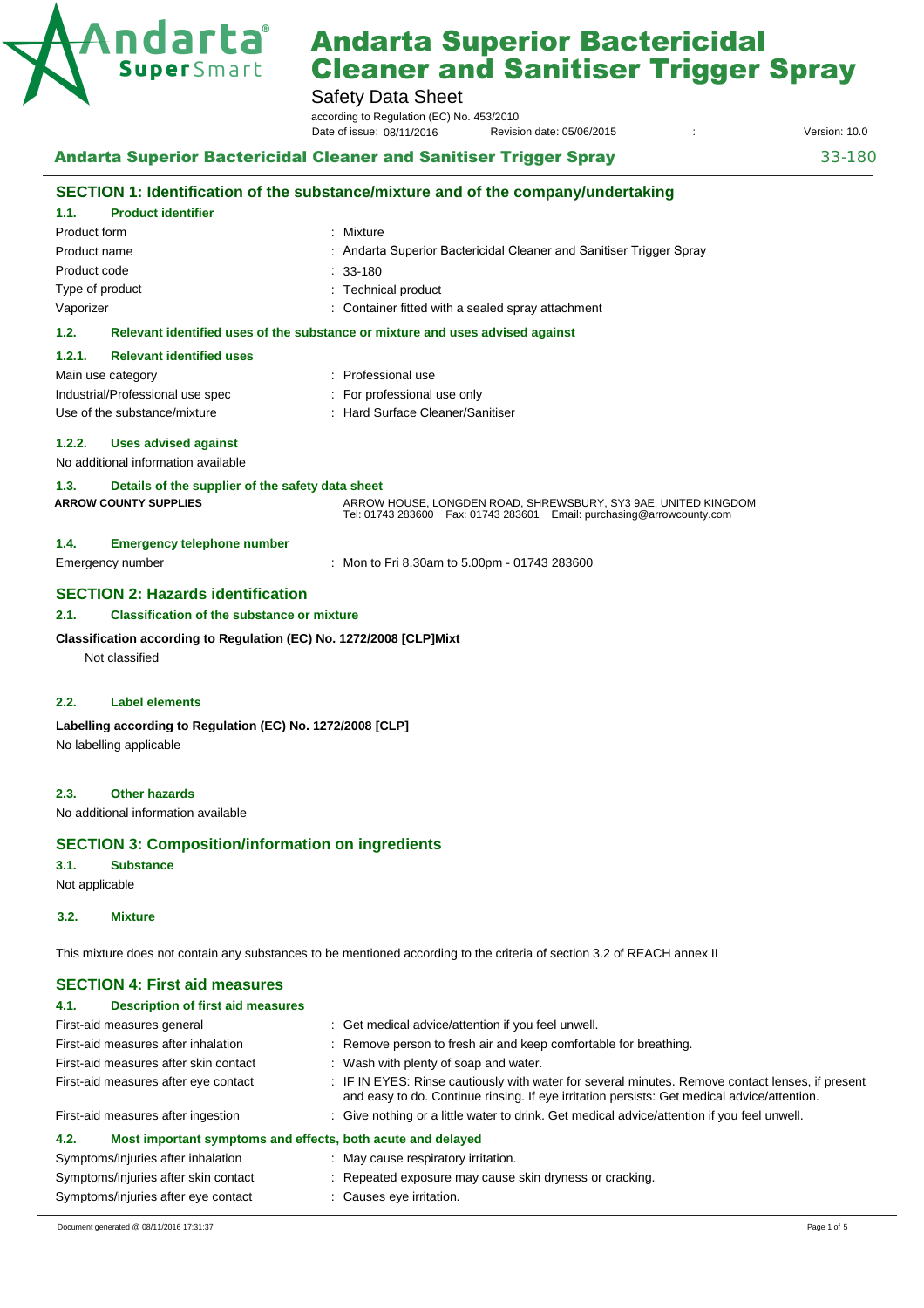# Andarta Superior Bactericidal Cleaner and Sanitiser Trigger Spray

Safety Data Sheet

according to Regulation (EC) No. 453/2010

Date of issue: 08/11/2016 Revision date: 05/06/2015 : Version: 10.0

**Andarta Superior Bactericidal Cleaner and Sanitiser Trigger Spray** 33-180

## SECTION 1: Identification of the substance/mixture and of the company/undertaking

### 1.1. Product identifier

| | |
|---|---|
| Product form | : Mixture |
| Product name | : Andarta Superior Bactericidal Cleaner and Sanitiser Trigger Spray |
| Product code | : 33-180 |
| Type of product | : Technical product |
| Vaporizer | : Container fitted with a sealed spray attachment |

### 1.2. Relevant identified uses of the substance or mixture and uses advised against

#### 1.2.1. Relevant identified uses

| | |
|---|---|
| Main use category | : Professional use |
| Industrial/Professional use spec | : For professional use only |
| Use of the substance/mixture | : Hard Surface Cleaner/Sanitiser |

#### 1.2.2. Uses advised against

No additional information available

### 1.3. Details of the supplier of the safety data sheet

**ARROW COUNTY SUPPLIES**

ARROW HOUSE, LONGDEN ROAD, SHREWSBURY, SY3 9AE, UNITED KINGDOM
Tel: 01743 283600 Fax: 01743 283601 Email: purchasing@arrowcounty.com

### 1.4. Emergency telephone number

| | |
|---|---|
| Emergency number | : Mon to Fri 8.30am to 5.00pm - 01743 283600 |

## SECTION 2: Hazards identification

### 2.1. Classification of the substance or mixture

**Classification according to Regulation (EC) No. 1272/2008 [CLP]Mixt**

Not classified

### 2.2. Label elements

**Labelling according to Regulation (EC) No. 1272/2008 [CLP]**

No labelling applicable

### 2.3. Other hazards

No additional information available

## SECTION 3: Composition/information on ingredients

### 3.1. Substance

Not applicable

### 3.2. Mixture

This mixture does not contain any substances to be mentioned according to the criteria of section 3.2 of REACH annex II

## SECTION 4: First aid measures

### 4.1. Description of first aid measures

| | |
|---|---|
| First-aid measures general | : Get medical advice/attention if you feel unwell. |
| First-aid measures after inhalation | : Remove person to fresh air and keep comfortable for breathing. |
| First-aid measures after skin contact | : Wash with plenty of soap and water. |
| First-aid measures after eye contact | : IF IN EYES: Rinse cautiously with water for several minutes. Remove contact lenses, if present and easy to do. Continue rinsing. If eye irritation persists: Get medical advice/attention. |
| First-aid measures after ingestion | : Give nothing or a little water to drink. Get medical advice/attention if you feel unwell. |

### 4.2. Most important symptoms and effects, both acute and delayed

| | |
|---|---|
| Symptoms/injuries after inhalation | : May cause respiratory irritation. |
| Symptoms/injuries after skin contact | : Repeated exposure may cause skin dryness or cracking. |
| Symptoms/injuries after eye contact | : Causes eye irritation. |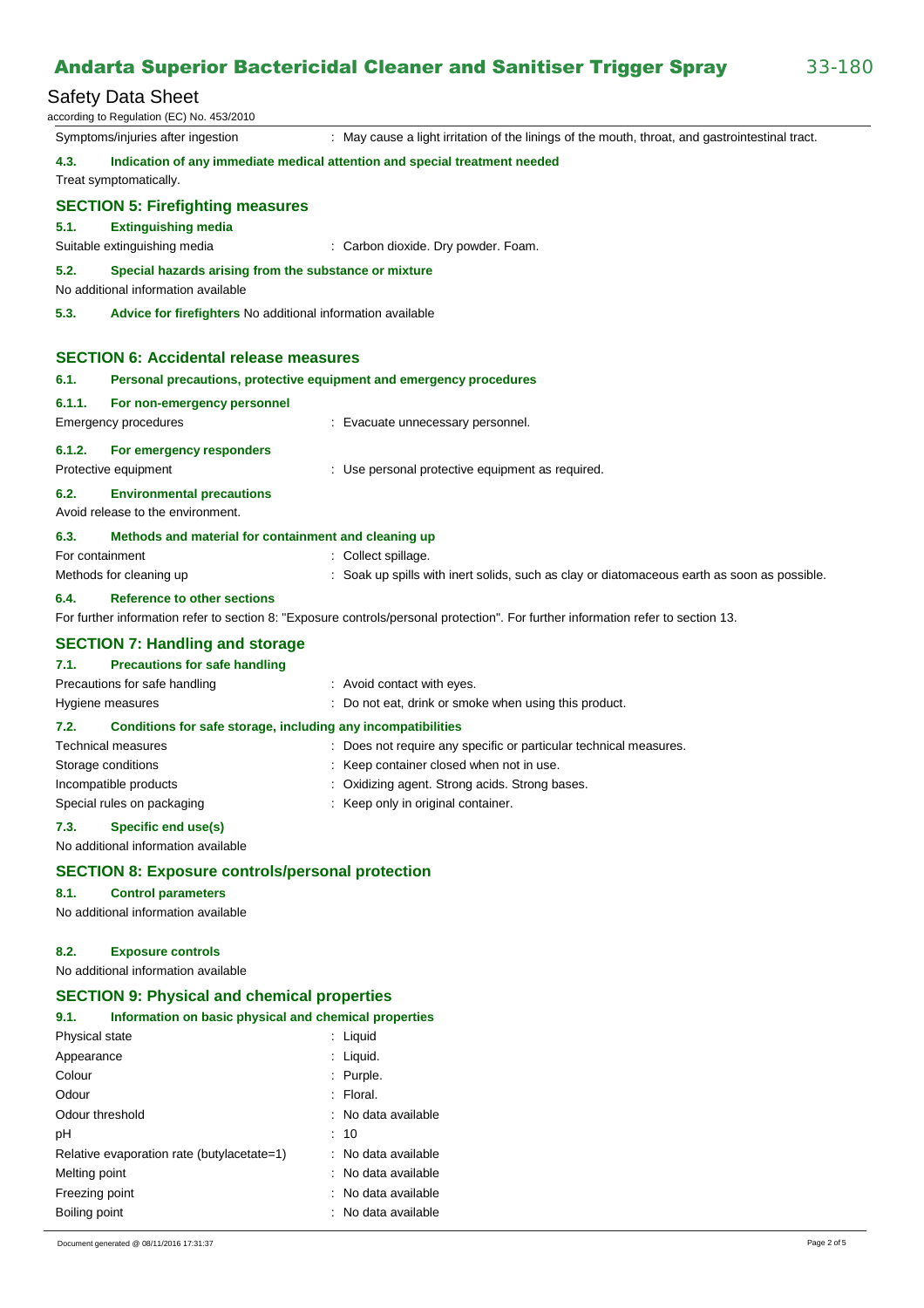Symptoms/injuries after ingestion : May cause a light irritation of the linings of the mouth, throat, and gastrointestinal tract.

**4.3. Indication of any immediate medical attention and special treatment needed**

Treat symptomatically.

## SECTION 5: Firefighting measures

**5.1. Extinguishing media**

Suitable extinguishing media : Carbon dioxide. Dry powder. Foam.

**5.2. Special hazards arising from the substance or mixture**

No additional information available

**5.3. Advice for firefighters** No additional information available

## SECTION 6: Accidental release measures

**6.1. Personal precautions, protective equipment and emergency procedures**

**6.1.1. For non-emergency personnel**

Emergency procedures : Evacuate unnecessary personnel.

**6.1.2. For emergency responders**

Protective equipment : Use personal protective equipment as required.

**6.2. Environmental precautions**

Avoid release to the environment.

**6.3. Methods and material for containment and cleaning up**

For containment : Collect spillage.

Methods for cleaning up : Soak up spills with inert solids, such as clay or diatomaceous earth as soon as possible.

**6.4. Reference to other sections**

For further information refer to section 8: "Exposure controls/personal protection". For further information refer to section 13.

## SECTION 7: Handling and storage

**7.1. Precautions for safe handling**

Precautions for safe handling : Avoid contact with eyes.

Hygiene measures : Do not eat, drink or smoke when using this product.

**7.2. Conditions for safe storage, including any incompatibilities**

Technical measures : Does not require any specific or particular technical measures.

Storage conditions : Keep container closed when not in use.

Incompatible products : Oxidizing agent. Strong acids. Strong bases.

Special rules on packaging : Keep only in original container.

**7.3. Specific end use(s)**

No additional information available

## SECTION 8: Exposure controls/personal protection

**8.1. Control parameters**

No additional information available

**8.2. Exposure controls**

No additional information available

## SECTION 9: Physical and chemical properties

**9.1. Information on basic physical and chemical properties**

Physical state : Liquid

Appearance : Liquid.

Colour : Purple.

Odour : Floral.

Odour threshold : No data available

pH : 10

Relative evaporation rate (butylacetate=1) : No data available

Melting point : No data available

Freezing point : No data available

Boiling point : No data available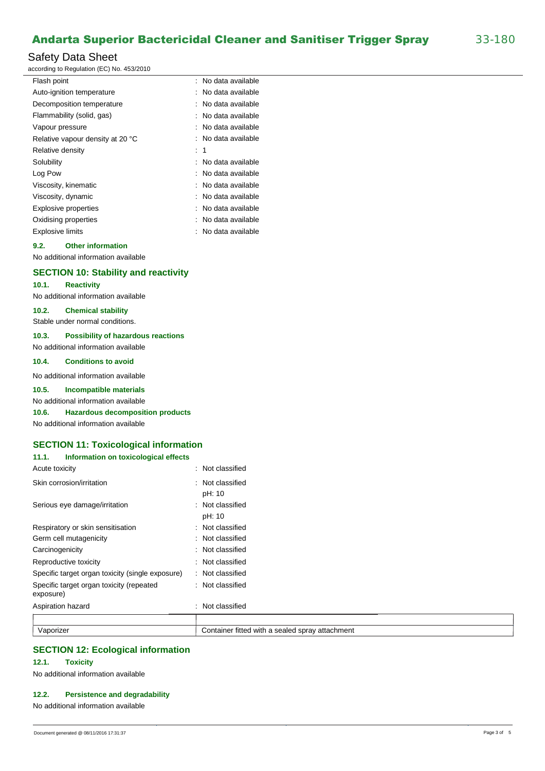| | | |
|---|---|---|
| Flash point | : | No data available |
| Auto-ignition temperature | : | No data available |
| Decomposition temperature | : | No data available |
| Flammability (solid, gas) | : | No data available |
| Vapour pressure | : | No data available |
| Relative vapour density at 20 °C | : | No data available |
| Relative density | : | 1 |
| Solubility | : | No data available |
| Log Pow | : | No data available |
| Viscosity, kinematic | : | No data available |
| Viscosity, dynamic | : | No data available |
| Explosive properties | : | No data available |
| Oxidising properties | : | No data available |
| Explosive limits | : | No data available |

### 9.2. Other information

No additional information available

## SECTION 10: Stability and reactivity

### 10.1. Reactivity

No additional information available

### 10.2. Chemical stability

Stable under normal conditions.

### 10.3. Possibility of hazardous reactions

No additional information available

### 10.4. Conditions to avoid

No additional information available

### 10.5. Incompatible materials

No additional information available

### 10.6. Hazardous decomposition products

No additional information available

## SECTION 11: Toxicological information

### 11.1. Information on toxicological effects

| | | |
|---|---|---|
| Acute toxicity | : | Not classified |
| Skin corrosion/irritation | : | Not classified<br>pH: 10 |
| Serious eye damage/irritation | : | Not classified<br>pH: 10 |
| Respiratory or skin sensitisation | : | Not classified |
| Germ cell mutagenicity | : | Not classified |
| Carcinogenicity | : | Not classified |
| Reproductive toxicity | : | Not classified |
| Specific target organ toxicity (single exposure) | : | Not classified |
| Specific target organ toxicity (repeated exposure) | : | Not classified |
| Aspiration hazard | : | Not classified |

| | |
|---|---|
| Vaporizer | Container fitted with a sealed spray attachment |

## SECTION 12: Ecological information

### 12.1. Toxicity

No additional information available

### 12.2. Persistence and degradability

No additional information available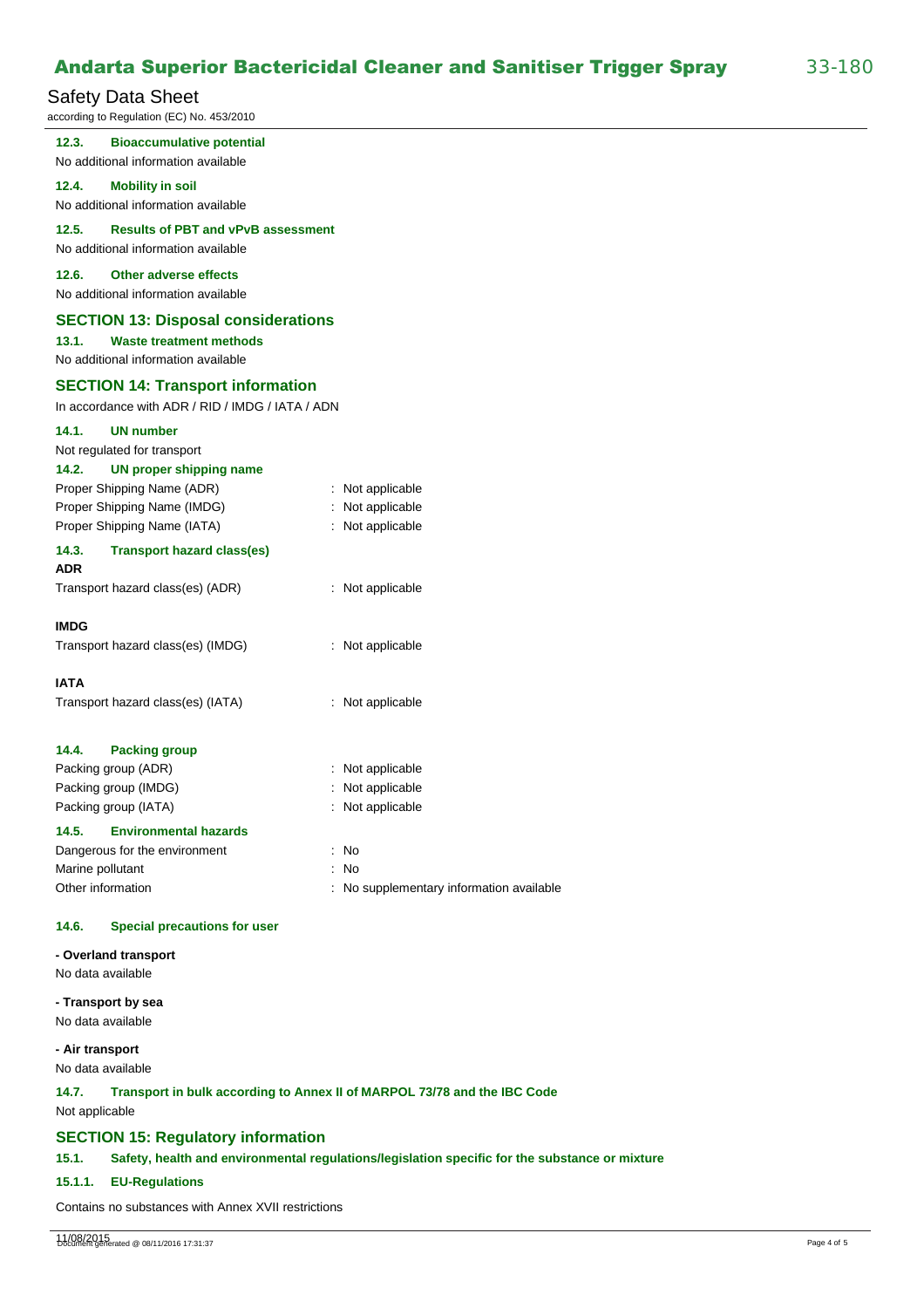#### 12.3. Bioaccumulative potential

No additional information available

#### 12.4. Mobility in soil

No additional information available

#### 12.5. Results of PBT and vPvB assessment

No additional information available

#### 12.6. Other adverse effects

No additional information available

## SECTION 13: Disposal considerations

#### 13.1. Waste treatment methods

No additional information available

## SECTION 14: Transport information

In accordance with ADR / RID / IMDG / IATA / ADN

#### 14.1. UN number

Not regulated for transport

#### 14.2. UN proper shipping name

Proper Shipping Name (ADR) : Not applicable
Proper Shipping Name (IMDG) : Not applicable
Proper Shipping Name (IATA) : Not applicable

#### 14.3. Transport hazard class(es)

**ADR**

Transport hazard class(es) (ADR) : Not applicable

**IMDG**

Transport hazard class(es) (IMDG) : Not applicable

**IATA**

Transport hazard class(es) (IATA) : Not applicable

#### 14.4. Packing group

Packing group (ADR) : Not applicable
Packing group (IMDG) : Not applicable
Packing group (IATA) : Not applicable

#### 14.5. Environmental hazards

Dangerous for the environment : No
Marine pollutant : No
Other information : No supplementary information available

#### 14.6. Special precautions for user

**- Overland transport**

No data available

**- Transport by sea**

No data available

**- Air transport**

No data available

#### 14.7. Transport in bulk according to Annex II of MARPOL 73/78 and the IBC Code

Not applicable

## SECTION 15: Regulatory information

#### 15.1. Safety, health and environmental regulations/legislation specific for the substance or mixture

#### 15.1.1. EU-Regulations

Contains no substances with Annex XVII restrictions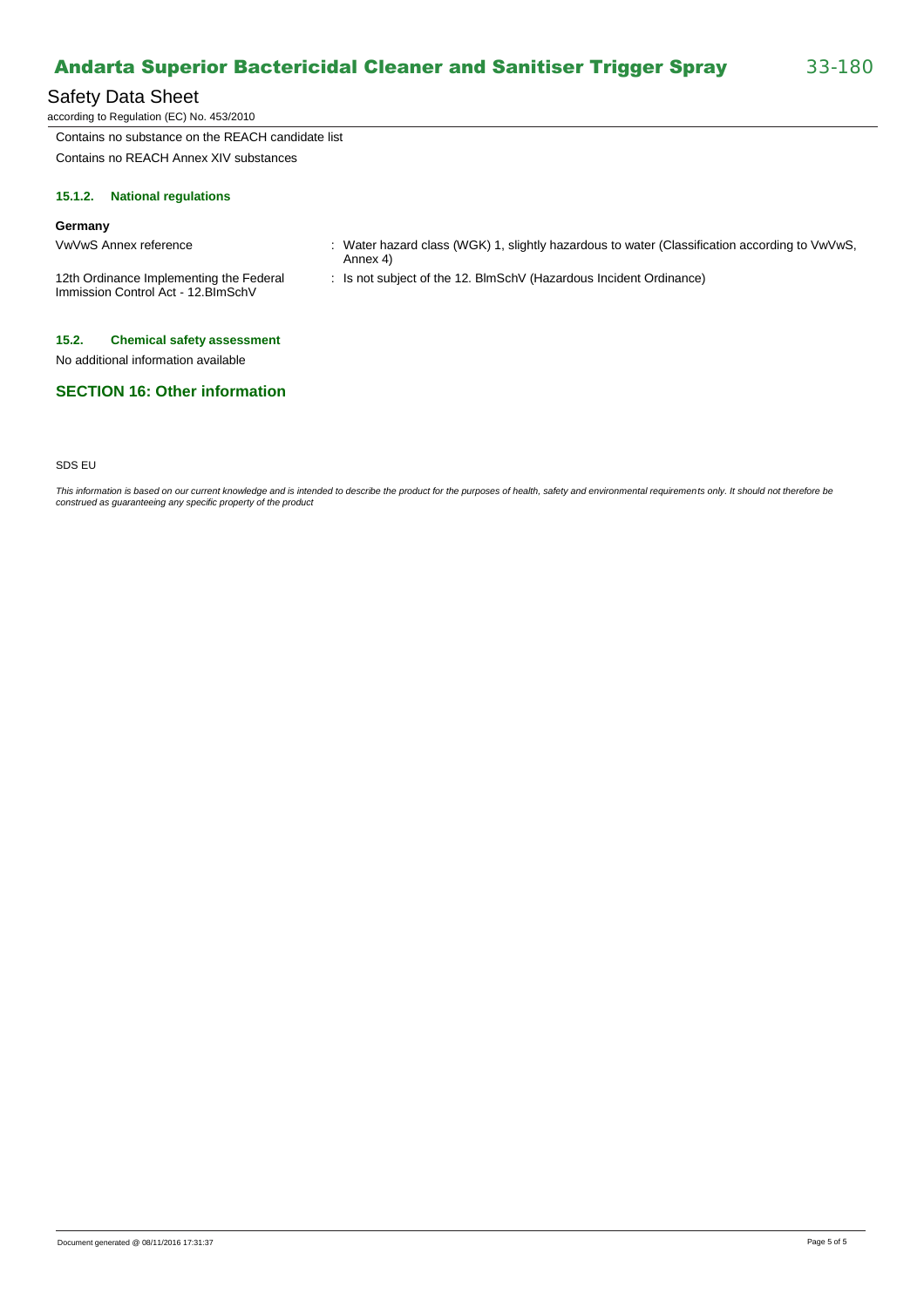Contains no substance on the REACH candidate list

Contains no REACH Annex XIV substances

#### 15.1.2. National regulations

**Germany**

| | |
|---|---|
| VwVwS Annex reference | : Water hazard class (WGK) 1, slightly hazardous to water (Classification according to VwVwS, Annex 4) |
| 12th Ordinance Implementing the Federal Immission Control Act - 12.BImSchV | : Is not subject of the 12. BlmSchV (Hazardous Incident Ordinance) |

### 15.2. Chemical safety assessment

No additional information available

## SECTION 16: Other information

SDS EU

*This information is based on our current knowledge and is intended to describe the product for the purposes of health, safety and environmental requirements only. It should not therefore be construed as guaranteeing any specific property of the product*